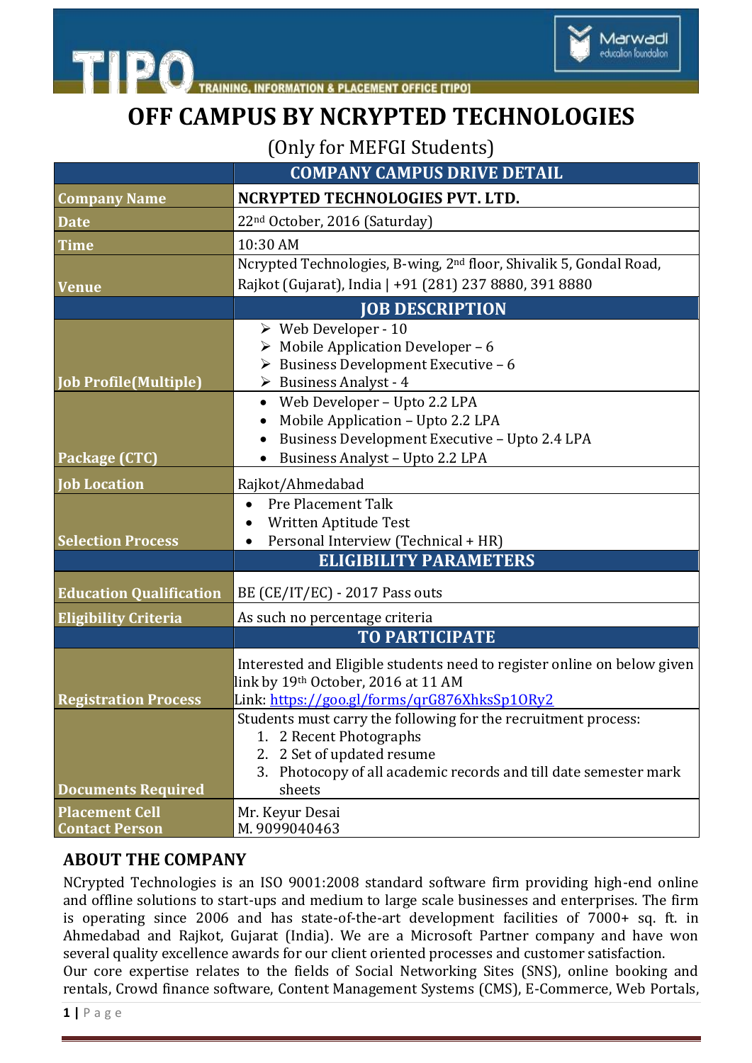TIPO TRAINING, INFORMATION & PLACEMENT OFFICE [TIPO]

Marwadi education foundation

# OFF CAMPUS BY NCRYPTED TECHNOLOGIES

(Only for MEFGI Students)

| | COMPANY CAMPUS DRIVE DETAIL |
|---|---|
| **Company Name** | **NCRYPTED TECHNOLOGIES PVT. LTD.** |
| **Date** | 22nd October, 2016 (Saturday) |
| **Time** | 10:30 AM |
| **Venue** | Ncrypted Technologies, B-wing, 2nd floor, Shivalik 5, Gondal Road, Rajkot (Gujarat), India \| +91 (281) 237 8880, 391 8880 |
| | **JOB DESCRIPTION** |
| **Job Profile(Multiple)** | ➢ Web Developer - 10<br>➢ Mobile Application Developer – 6<br>➢ Business Development Executive – 6<br>➢ Business Analyst - 4 |
| **Package (CTC)** | • Web Developer – Upto 2.2 LPA<br>• Mobile Application – Upto 2.2 LPA<br>• Business Development Executive – Upto 2.4 LPA<br>• Business Analyst – Upto 2.2 LPA |
| **Job Location** | Rajkot/Ahmedabad |
| **Selection Process** | • Pre Placement Talk<br>• Written Aptitude Test<br>• Personal Interview (Technical + HR) |
| | **ELIGIBILITY PARAMETERS** |
| **Education Qualification** | BE (CE/IT/EC) - 2017 Pass outs |
| **Eligibility Criteria** | As such no percentage criteria |
| | **TO PARTICIPATE** |
| **Registration Process** | Interested and Eligible students need to register online on below given link by 19th October, 2016 at 11 AM<br>Link: https://goo.gl/forms/qrG876XhksSp1ORy2 |
| **Documents Required** | Students must carry the following for the recruitment process:<br>1. 2 Recent Photographs<br>2. 2 Set of updated resume<br>3. Photocopy of all academic records and till date semester mark sheets |
| **Placement Cell Contact Person** | Mr. Keyur Desai<br>M. 9099040463 |

## ABOUT THE COMPANY

NCrypted Technologies is an ISO 9001:2008 standard software firm providing high-end online and offline solutions to start-ups and medium to large scale businesses and enterprises. The firm is operating since 2006 and has state-of-the-art development facilities of 7000+ sq. ft. in Ahmedabad and Rajkot, Gujarat (India). We are a Microsoft Partner company and have won several quality excellence awards for our client oriented processes and customer satisfaction.

Our core expertise relates to the fields of Social Networking Sites (SNS), online booking and rentals, Crowd finance software, Content Management Systems (CMS), E-Commerce, Web Portals,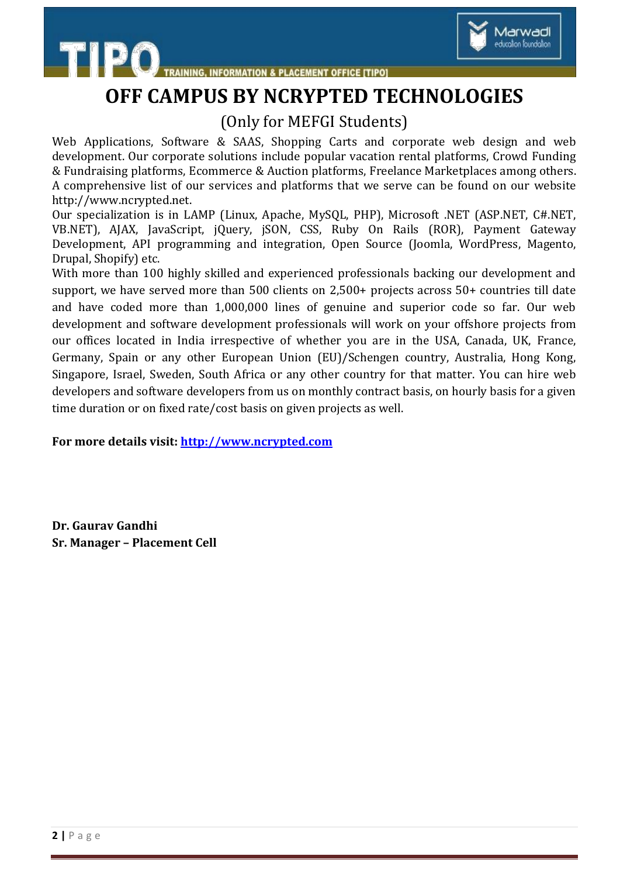# OFF CAMPUS BY NCRYPTED TECHNOLOGIES

(Only for MEFGI Students)

Web Applications, Software & SAAS, Shopping Carts and corporate web design and web development. Our corporate solutions include popular vacation rental platforms, Crowd Funding & Fundraising platforms, Ecommerce & Auction platforms, Freelance Marketplaces among others. A comprehensive list of our services and platforms that we serve can be found on our website http://www.ncrypted.net.

Our specialization is in LAMP (Linux, Apache, MySQL, PHP), Microsoft .NET (ASP.NET, C#.NET, VB.NET), AJAX, JavaScript, jQuery, jSON, CSS, Ruby On Rails (ROR), Payment Gateway Development, API programming and integration, Open Source (Joomla, WordPress, Magento, Drupal, Shopify) etc.

With more than 100 highly skilled and experienced professionals backing our development and support, we have served more than 500 clients on 2,500+ projects across 50+ countries till date and have coded more than 1,000,000 lines of genuine and superior code so far. Our web development and software development professionals will work on your offshore projects from our offices located in India irrespective of whether you are in the USA, Canada, UK, France, Germany, Spain or any other European Union (EU)/Schengen country, Australia, Hong Kong, Singapore, Israel, Sweden, South Africa or any other country for that matter. You can hire web developers and software developers from us on monthly contract basis, on hourly basis for a given time duration or on fixed rate/cost basis on given projects as well.

**For more details visit: [http://www.ncrypted.com](http://www.ncrypted.com)**

**Dr. Gaurav Gandhi**
**Sr. Manager – Placement Cell**